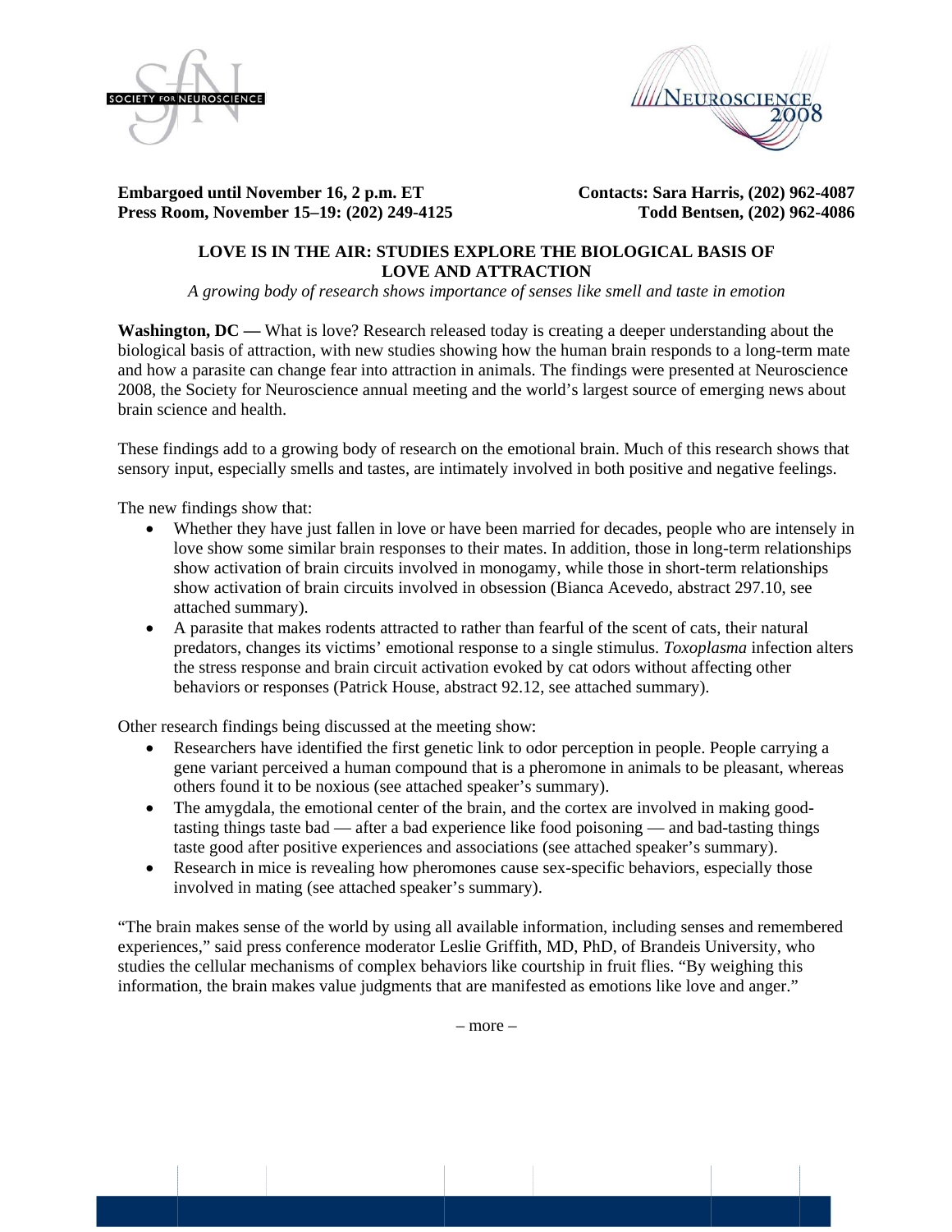**Embargoed until November 16, 2 p.m. ET**
**Press Room, November 15–19: (202) 249-4125**

**Contacts: Sara Harris, (202) 962-4087**
**Todd Bentsen, (202) 962-4086**

# LOVE IS IN THE AIR: STUDIES EXPLORE THE BIOLOGICAL BASIS OF LOVE AND ATTRACTION

*A growing body of research shows importance of senses like smell and taste in emotion*

**Washington, DC —** What is love? Research released today is creating a deeper understanding about the biological basis of attraction, with new studies showing how the human brain responds to a long-term mate and how a parasite can change fear into attraction in animals. The findings were presented at Neuroscience 2008, the Society for Neuroscience annual meeting and the world's largest source of emerging news about brain science and health.

These findings add to a growing body of research on the emotional brain. Much of this research shows that sensory input, especially smells and tastes, are intimately involved in both positive and negative feelings.

The new findings show that:

- Whether they have just fallen in love or have been married for decades, people who are intensely in love show some similar brain responses to their mates. In addition, those in long-term relationships show activation of brain circuits involved in monogamy, while those in short-term relationships show activation of brain circuits involved in obsession (Bianca Acevedo, abstract 297.10, see attached summary).
- A parasite that makes rodents attracted to rather than fearful of the scent of cats, their natural predators, changes its victims' emotional response to a single stimulus. *Toxoplasma* infection alters the stress response and brain circuit activation evoked by cat odors without affecting other behaviors or responses (Patrick House, abstract 92.12, see attached summary).

Other research findings being discussed at the meeting show:

- Researchers have identified the first genetic link to odor perception in people. People carrying a gene variant perceived a human compound that is a pheromone in animals to be pleasant, whereas others found it to be noxious (see attached speaker's summary).
- The amygdala, the emotional center of the brain, and the cortex are involved in making good-tasting things taste bad — after a bad experience like food poisoning — and bad-tasting things taste good after positive experiences and associations (see attached speaker's summary).
- Research in mice is revealing how pheromones cause sex-specific behaviors, especially those involved in mating (see attached speaker's summary).

"The brain makes sense of the world by using all available information, including senses and remembered experiences," said press conference moderator Leslie Griffith, MD, PhD, of Brandeis University, who studies the cellular mechanisms of complex behaviors like courtship in fruit flies. "By weighing this information, the brain makes value judgments that are manifested as emotions like love and anger."

– more –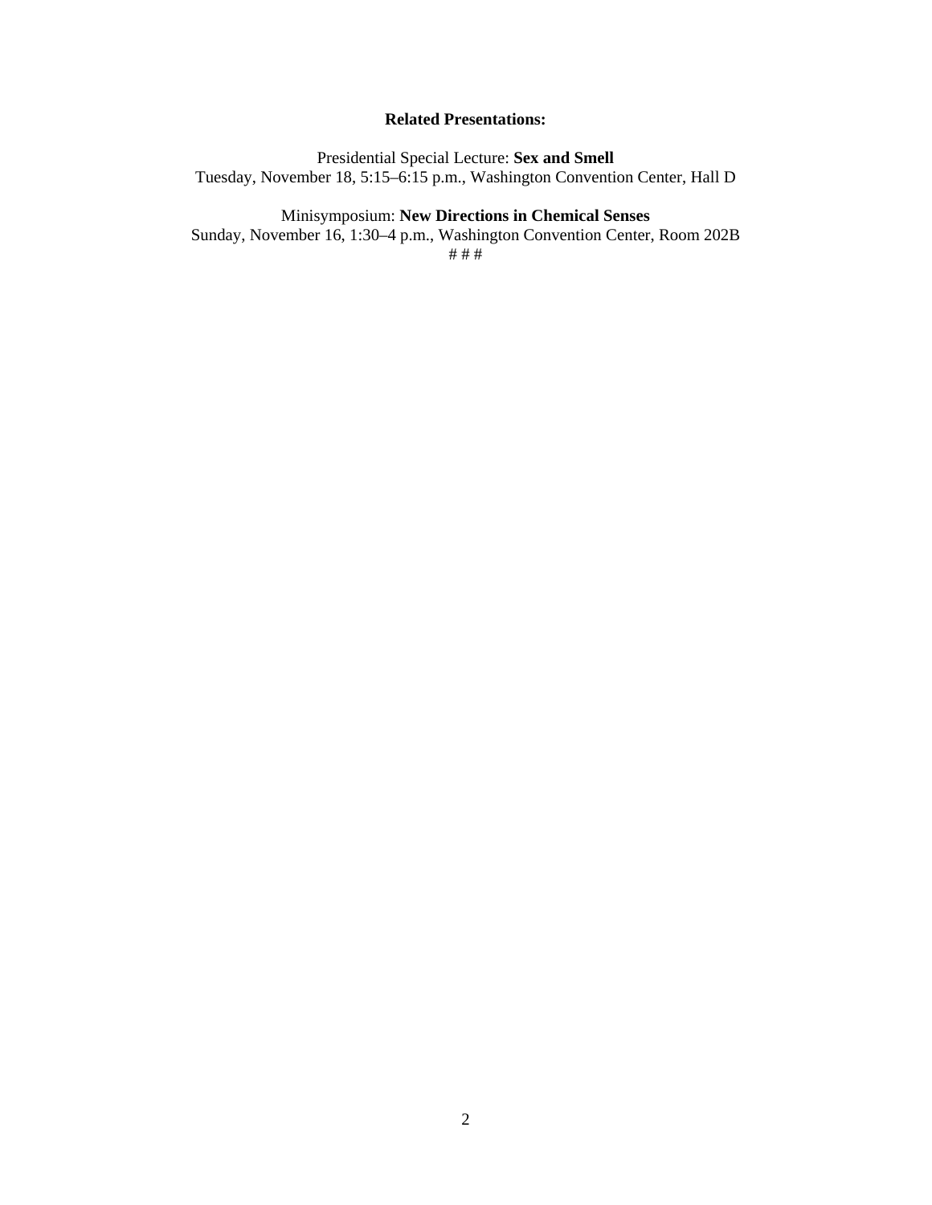**Related Presentations:**

Presidential Special Lecture: **Sex and Smell**
Tuesday, November 18, 5:15–6:15 p.m., Washington Convention Center, Hall D

Minisymposium: **New Directions in Chemical Senses**
Sunday, November 16, 1:30–4 p.m., Washington Convention Center, Room 202B

# # #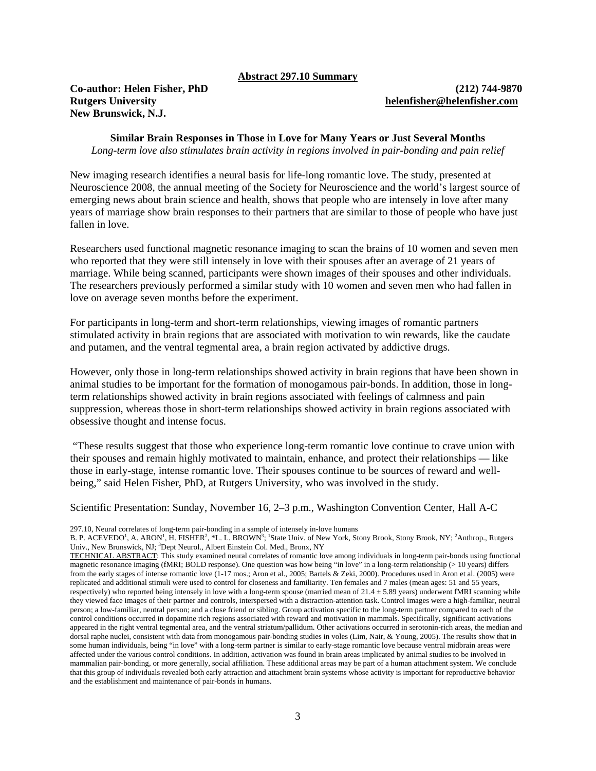**Abstract 297.10 Summary**

**Co-author: Helen Fisher, PhD** **(212) 744-9870**
**Rutgers University** **helenfisher@helenfisher.com**
**New Brunswick, N.J.**

**Similar Brain Responses in Those in Love for Many Years or Just Several Months**

*Long-term love also stimulates brain activity in regions involved in pair-bonding and pain relief*

New imaging research identifies a neural basis for life-long romantic love. The study, presented at Neuroscience 2008, the annual meeting of the Society for Neuroscience and the world's largest source of emerging news about brain science and health, shows that people who are intensely in love after many years of marriage show brain responses to their partners that are similar to those of people who have just fallen in love.

Researchers used functional magnetic resonance imaging to scan the brains of 10 women and seven men who reported that they were still intensely in love with their spouses after an average of 21 years of marriage. While being scanned, participants were shown images of their spouses and other individuals. The researchers previously performed a similar study with 10 women and seven men who had fallen in love on average seven months before the experiment.

For participants in long-term and short-term relationships, viewing images of romantic partners stimulated activity in brain regions that are associated with motivation to win rewards, like the caudate and putamen, and the ventral tegmental area, a brain region activated by addictive drugs.

However, only those in long-term relationships showed activity in brain regions that have been shown in animal studies to be important for the formation of monogamous pair-bonds. In addition, those in long-term relationships showed activity in brain regions associated with feelings of calmness and pain suppression, whereas those in short-term relationships showed activity in brain regions associated with obsessive thought and intense focus.

"These results suggest that those who experience long-term romantic love continue to crave union with their spouses and remain highly motivated to maintain, enhance, and protect their relationships — like those in early-stage, intense romantic love. Their spouses continue to be sources of reward and well-being," said Helen Fisher, PhD, at Rutgers University, who was involved in the study.

Scientific Presentation: Sunday, November 16, 2–3 p.m., Washington Convention Center, Hall A-C

297.10, Neural correlates of long-term pair-bonding in a sample of intensely in-love humans

B. P. ACEVEDO[1], A. ARON[1], H. FISHER[2], *L. L. BROWN[3]; [1]State Univ. of New York, Stony Brook, Stony Brook, NY; [2]Anthrop., Rutgers Univ., New Brunswick, NJ; [3]Dept Neurol., Albert Einstein Col. Med., Bronx, NY

TECHNICAL ABSTRACT: This study examined neural correlates of romantic love among individuals in long-term pair-bonds using functional magnetic resonance imaging (fMRI; BOLD response). One question was how being "in love" in a long-term relationship (> 10 years) differs from the early stages of intense romantic love (1-17 mos.; Aron et al., 2005; Bartels & Zeki, 2000). Procedures used in Aron et al. (2005) were replicated and additional stimuli were used to control for closeness and familiarity. Ten females and 7 males (mean ages: 51 and 55 years, respectively) who reported being intensely in love with a long-term spouse (married mean of $21.4 \pm 5.89$ years) underwent fMRI scanning while they viewed face images of their partner and controls, interspersed with a distraction-attention task. Control images were a high-familiar, neutral person; a low-familiar, neutral person; and a close friend or sibling. Group activation specific to the long-term partner compared to each of the control conditions occurred in dopamine rich regions associated with reward and motivation in mammals. Specifically, significant activations appeared in the right ventral tegmental area, and the ventral striatum/pallidum. Other activations occurred in serotonin-rich areas, the median and dorsal raphe nuclei, consistent with data from monogamous pair-bonding studies in voles (Lim, Nair, & Young, 2005). The results show that in some human individuals, being "in love" with a long-term partner is similar to early-stage romantic love because ventral midbrain areas were affected under the various control conditions. In addition, activation was found in brain areas implicated by animal studies to be involved in mammalian pair-bonding, or more generally, social affiliation. These additional areas may be part of a human attachment system. We conclude that this group of individuals revealed both early attraction and attachment brain systems whose activity is important for reproductive behavior and the establishment and maintenance of pair-bonds in humans.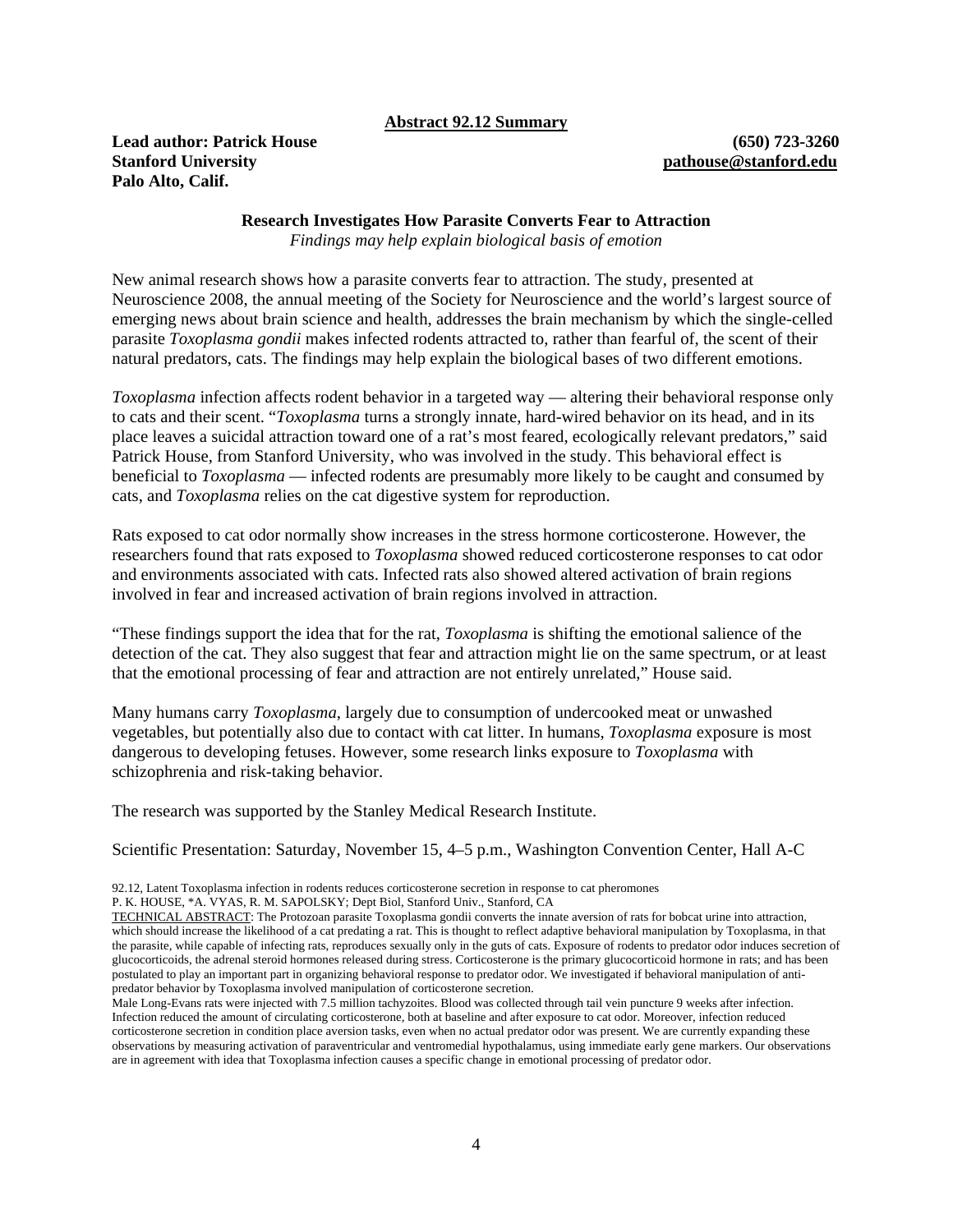**Abstract 92.12 Summary**

**Lead author: Patrick House** **(650) 723-3260**
**Stanford University** **pathouse@stanford.edu**
**Palo Alto, Calif.**

**Research Investigates How Parasite Converts Fear to Attraction**

*Findings may help explain biological basis of emotion*

New animal research shows how a parasite converts fear to attraction. The study, presented at Neuroscience 2008, the annual meeting of the Society for Neuroscience and the world's largest source of emerging news about brain science and health, addresses the brain mechanism by which the single-celled parasite *Toxoplasma gondii* makes infected rodents attracted to, rather than fearful of, the scent of their natural predators, cats. The findings may help explain the biological bases of two different emotions.

*Toxoplasma* infection affects rodent behavior in a targeted way — altering their behavioral response only to cats and their scent. "*Toxoplasma* turns a strongly innate, hard-wired behavior on its head, and in its place leaves a suicidal attraction toward one of a rat's most feared, ecologically relevant predators," said Patrick House, from Stanford University, who was involved in the study. This behavioral effect is beneficial to *Toxoplasma* — infected rodents are presumably more likely to be caught and consumed by cats, and *Toxoplasma* relies on the cat digestive system for reproduction.

Rats exposed to cat odor normally show increases in the stress hormone corticosterone. However, the researchers found that rats exposed to *Toxoplasma* showed reduced corticosterone responses to cat odor and environments associated with cats. Infected rats also showed altered activation of brain regions involved in fear and increased activation of brain regions involved in attraction.

"These findings support the idea that for the rat, *Toxoplasma* is shifting the emotional salience of the detection of the cat. They also suggest that fear and attraction might lie on the same spectrum, or at least that the emotional processing of fear and attraction are not entirely unrelated," House said.

Many humans carry *Toxoplasma*, largely due to consumption of undercooked meat or unwashed vegetables, but potentially also due to contact with cat litter. In humans, *Toxoplasma* exposure is most dangerous to developing fetuses. However, some research links exposure to *Toxoplasma* with schizophrenia and risk-taking behavior.

The research was supported by the Stanley Medical Research Institute.

Scientific Presentation: Saturday, November 15, 4–5 p.m., Washington Convention Center, Hall A-C

92.12, Latent Toxoplasma infection in rodents reduces corticosterone secretion in response to cat pheromones
P. K. HOUSE, *A. VYAS, R. M. SAPOLSKY; Dept Biol, Stanford Univ., Stanford, CA

TECHNICAL ABSTRACT: The Protozoan parasite Toxoplasma gondii converts the innate aversion of rats for bobcat urine into attraction, which should increase the likelihood of a cat predating a rat. This is thought to reflect adaptive behavioral manipulation by Toxoplasma, in that the parasite, while capable of infecting rats, reproduces sexually only in the guts of cats. Exposure of rodents to predator odor induces secretion of glucocorticoids, the adrenal steroid hormones released during stress. Corticosterone is the primary glucocorticoid hormone in rats; and has been postulated to play an important part in organizing behavioral response to predator odor. We investigated if behavioral manipulation of anti-predator behavior by Toxoplasma involved manipulation of corticosterone secretion.

Male Long-Evans rats were injected with 7.5 million tachyzoites. Blood was collected through tail vein puncture 9 weeks after infection. Infection reduced the amount of circulating corticosterone, both at baseline and after exposure to cat odor. Moreover, infection reduced corticosterone secretion in condition place aversion tasks, even when no actual predator odor was present. We are currently expanding these observations by measuring activation of paraventricular and ventromedial hypothalamus, using immediate early gene markers. Our observations are in agreement with idea that Toxoplasma infection causes a specific change in emotional processing of predator odor.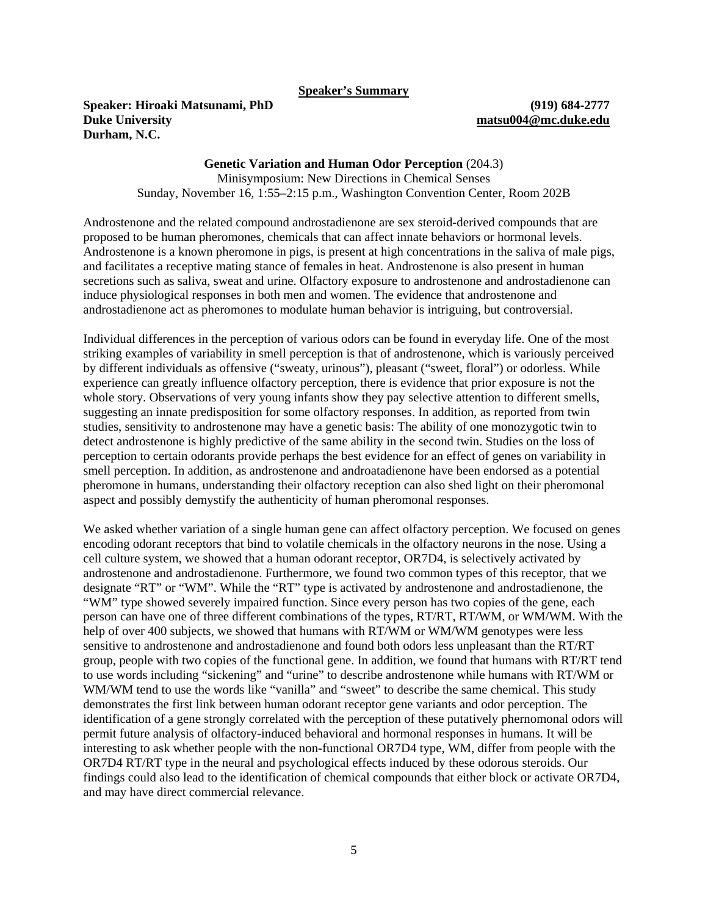**Speaker's Summary**

**Speaker: Hiroaki Matsunami, PhD** **(919) 684-2777**
**Duke University** **matsu004@mc.duke.edu**
**Durham, N.C.**

**Genetic Variation and Human Odor Perception** (204.3)
Minisymposium: New Directions in Chemical Senses
Sunday, November 16, 1:55–2:15 p.m., Washington Convention Center, Room 202B

Androstenone and the related compound androstadienone are sex steroid-derived compounds that are proposed to be human pheromones, chemicals that can affect innate behaviors or hormonal levels. Androstenone is a known pheromone in pigs, is present at high concentrations in the saliva of male pigs, and facilitates a receptive mating stance of females in heat. Androstenone is also present in human secretions such as saliva, sweat and urine. Olfactory exposure to androstenone and androstadienone can induce physiological responses in both men and women. The evidence that androstenone and androstadienone act as pheromones to modulate human behavior is intriguing, but controversial.

Individual differences in the perception of various odors can be found in everyday life. One of the most striking examples of variability in smell perception is that of androstenone, which is variously perceived by different individuals as offensive ("sweaty, urinous"), pleasant ("sweet, floral") or odorless. While experience can greatly influence olfactory perception, there is evidence that prior exposure is not the whole story. Observations of very young infants show they pay selective attention to different smells, suggesting an innate predisposition for some olfactory responses. In addition, as reported from twin studies, sensitivity to androstenone may have a genetic basis: The ability of one monozygotic twin to detect androstenone is highly predictive of the same ability in the second twin. Studies on the loss of perception to certain odorants provide perhaps the best evidence for an effect of genes on variability in smell perception. In addition, as androstenone and androatadienone have been endorsed as a potential pheromone in humans, understanding their olfactory reception can also shed light on their pheromonal aspect and possibly demystify the authenticity of human pheromonal responses.

We asked whether variation of a single human gene can affect olfactory perception. We focused on genes encoding odorant receptors that bind to volatile chemicals in the olfactory neurons in the nose. Using a cell culture system, we showed that a human odorant receptor, OR7D4, is selectively activated by androstenone and androstadienone. Furthermore, we found two common types of this receptor, that we designate "RT" or "WM". While the "RT" type is activated by androstenone and androstadienone, the "WM" type showed severely impaired function. Since every person has two copies of the gene, each person can have one of three different combinations of the types, RT/RT, RT/WM, or WM/WM. With the help of over 400 subjects, we showed that humans with RT/WM or WM/WM genotypes were less sensitive to androstenone and androstadienone and found both odors less unpleasant than the RT/RT group, people with two copies of the functional gene. In addition, we found that humans with RT/RT tend to use words including "sickening" and "urine" to describe androstenone while humans with RT/WM or WM/WM tend to use the words like "vanilla" and "sweet" to describe the same chemical. This study demonstrates the first link between human odorant receptor gene variants and odor perception. The identification of a gene strongly correlated with the perception of these putatively phernomonal odors will permit future analysis of olfactory-induced behavioral and hormonal responses in humans. It will be interesting to ask whether people with the non-functional OR7D4 type, WM, differ from people with the OR7D4 RT/RT type in the neural and psychological effects induced by these odorous steroids. Our findings could also lead to the identification of chemical compounds that either block or activate OR7D4, and may have direct commercial relevance.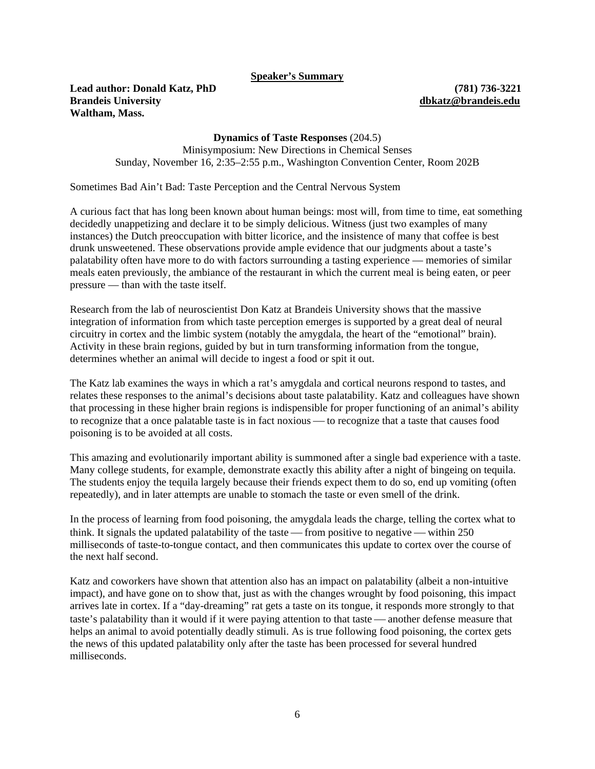**Speaker's Summary**

**Lead author: Donald Katz, PhD**
**Brandeis University**
**Waltham, Mass.**

**(781) 736-3221**
**dbkatz@brandeis.edu**

**Dynamics of Taste Responses** (204.5)
Minisymposium: New Directions in Chemical Senses
Sunday, November 16, 2:35–2:55 p.m., Washington Convention Center, Room 202B

Sometimes Bad Ain't Bad: Taste Perception and the Central Nervous System

A curious fact that has long been known about human beings: most will, from time to time, eat something decidedly unappetizing and declare it to be simply delicious. Witness (just two examples of many instances) the Dutch preoccupation with bitter licorice, and the insistence of many that coffee is best drunk unsweetened. These observations provide ample evidence that our judgments about a taste's palatability often have more to do with factors surrounding a tasting experience — memories of similar meals eaten previously, the ambiance of the restaurant in which the current meal is being eaten, or peer pressure — than with the taste itself.

Research from the lab of neuroscientist Don Katz at Brandeis University shows that the massive integration of information from which taste perception emerges is supported by a great deal of neural circuitry in cortex and the limbic system (notably the amygdala, the heart of the "emotional" brain). Activity in these brain regions, guided by but in turn transforming information from the tongue, determines whether an animal will decide to ingest a food or spit it out.

The Katz lab examines the ways in which a rat's amygdala and cortical neurons respond to tastes, and relates these responses to the animal's decisions about taste palatability. Katz and colleagues have shown that processing in these higher brain regions is indispensible for proper functioning of an animal's ability to recognize that a once palatable taste is in fact noxious — to recognize that a taste that causes food poisoning is to be avoided at all costs.

This amazing and evolutionarily important ability is summoned after a single bad experience with a taste. Many college students, for example, demonstrate exactly this ability after a night of bingeing on tequila. The students enjoy the tequila largely because their friends expect them to do so, end up vomiting (often repeatedly), and in later attempts are unable to stomach the taste or even smell of the drink.

In the process of learning from food poisoning, the amygdala leads the charge, telling the cortex what to think. It signals the updated palatability of the taste — from positive to negative — within 250 milliseconds of taste-to-tongue contact, and then communicates this update to cortex over the course of the next half second.

Katz and coworkers have shown that attention also has an impact on palatability (albeit a non-intuitive impact), and have gone on to show that, just as with the changes wrought by food poisoning, this impact arrives late in cortex. If a "day-dreaming" rat gets a taste on its tongue, it responds more strongly to that taste's palatability than it would if it were paying attention to that taste — another defense measure that helps an animal to avoid potentially deadly stimuli. As is true following food poisoning, the cortex gets the news of this updated palatability only after the taste has been processed for several hundred milliseconds.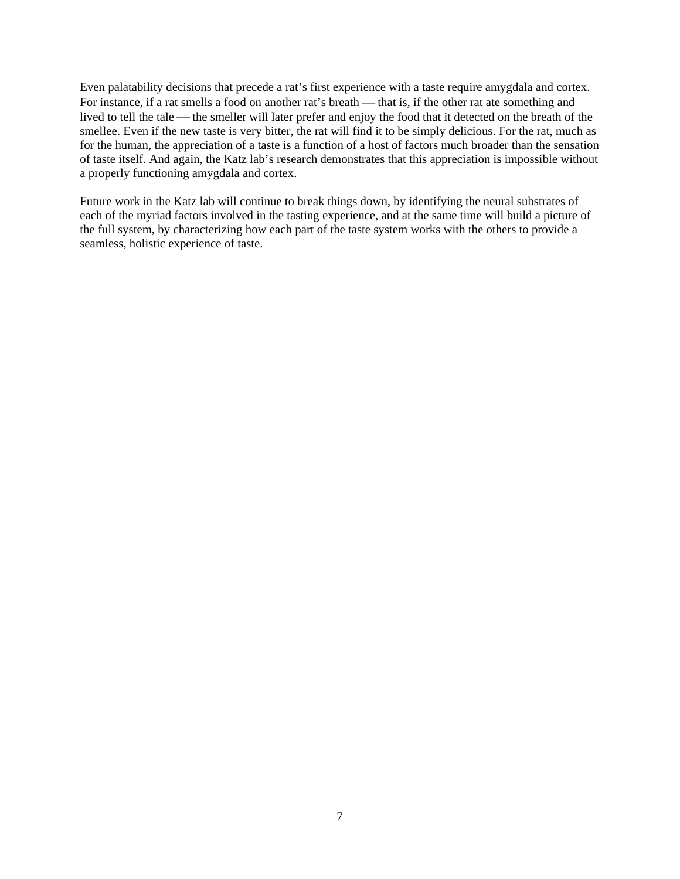Even palatability decisions that precede a rat's first experience with a taste require amygdala and cortex. For instance, if a rat smells a food on another rat's breath — that is, if the other rat ate something and lived to tell the tale — the smeller will later prefer and enjoy the food that it detected on the breath of the smellee. Even if the new taste is very bitter, the rat will find it to be simply delicious. For the rat, much as for the human, the appreciation of a taste is a function of a host of factors much broader than the sensation of taste itself. And again, the Katz lab's research demonstrates that this appreciation is impossible without a properly functioning amygdala and cortex.

Future work in the Katz lab will continue to break things down, by identifying the neural substrates of each of the myriad factors involved in the tasting experience, and at the same time will build a picture of the full system, by characterizing how each part of the taste system works with the others to provide a seamless, holistic experience of taste.